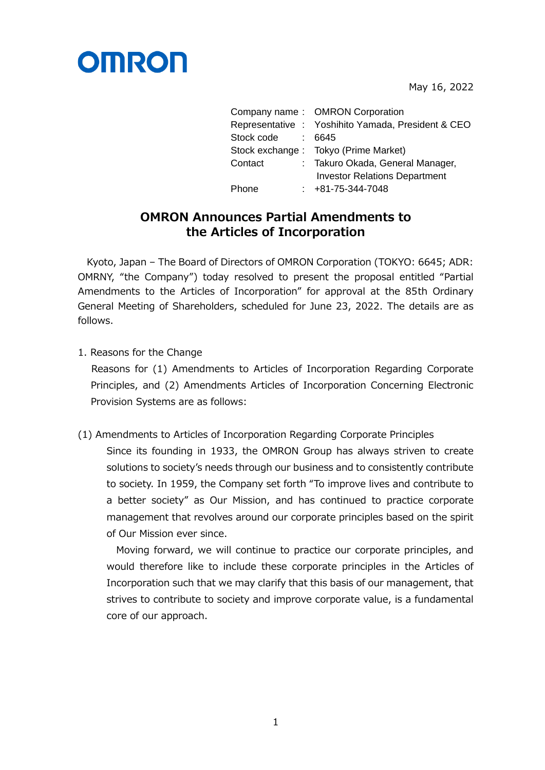OMRON

May 16, 2022

| | | |
|---|---|---|
| Company name | : | OMRON Corporation |
| Representative | : | Yoshihito Yamada, President & CEO |
| Stock code | : | 6645 |
| Stock exchange | : | Tokyo (Prime Market) |
| Contact | : | Takuro Okada, General Manager, Investor Relations Department |
| Phone | : | +81-75-344-7048 |

# OMRON Announces Partial Amendments to the Articles of Incorporation

Kyoto, Japan – The Board of Directors of OMRON Corporation (TOKYO: 6645; ADR: OMRNY, "the Company") today resolved to present the proposal entitled "Partial Amendments to the Articles of Incorporation" for approval at the 85th Ordinary General Meeting of Shareholders, scheduled for June 23, 2022. The details are as follows.

1. Reasons for the Change

Reasons for (1) Amendments to Articles of Incorporation Regarding Corporate Principles, and (2) Amendments Articles of Incorporation Concerning Electronic Provision Systems are as follows:

(1) Amendments to Articles of Incorporation Regarding Corporate Principles

Since its founding in 1933, the OMRON Group has always striven to create solutions to society's needs through our business and to consistently contribute to society. In 1959, the Company set forth "To improve lives and contribute to a better society" as Our Mission, and has continued to practice corporate management that revolves around our corporate principles based on the spirit of Our Mission ever since.

Moving forward, we will continue to practice our corporate principles, and would therefore like to include these corporate principles in the Articles of Incorporation such that we may clarify that this basis of our management, that strives to contribute to society and improve corporate value, is a fundamental core of our approach.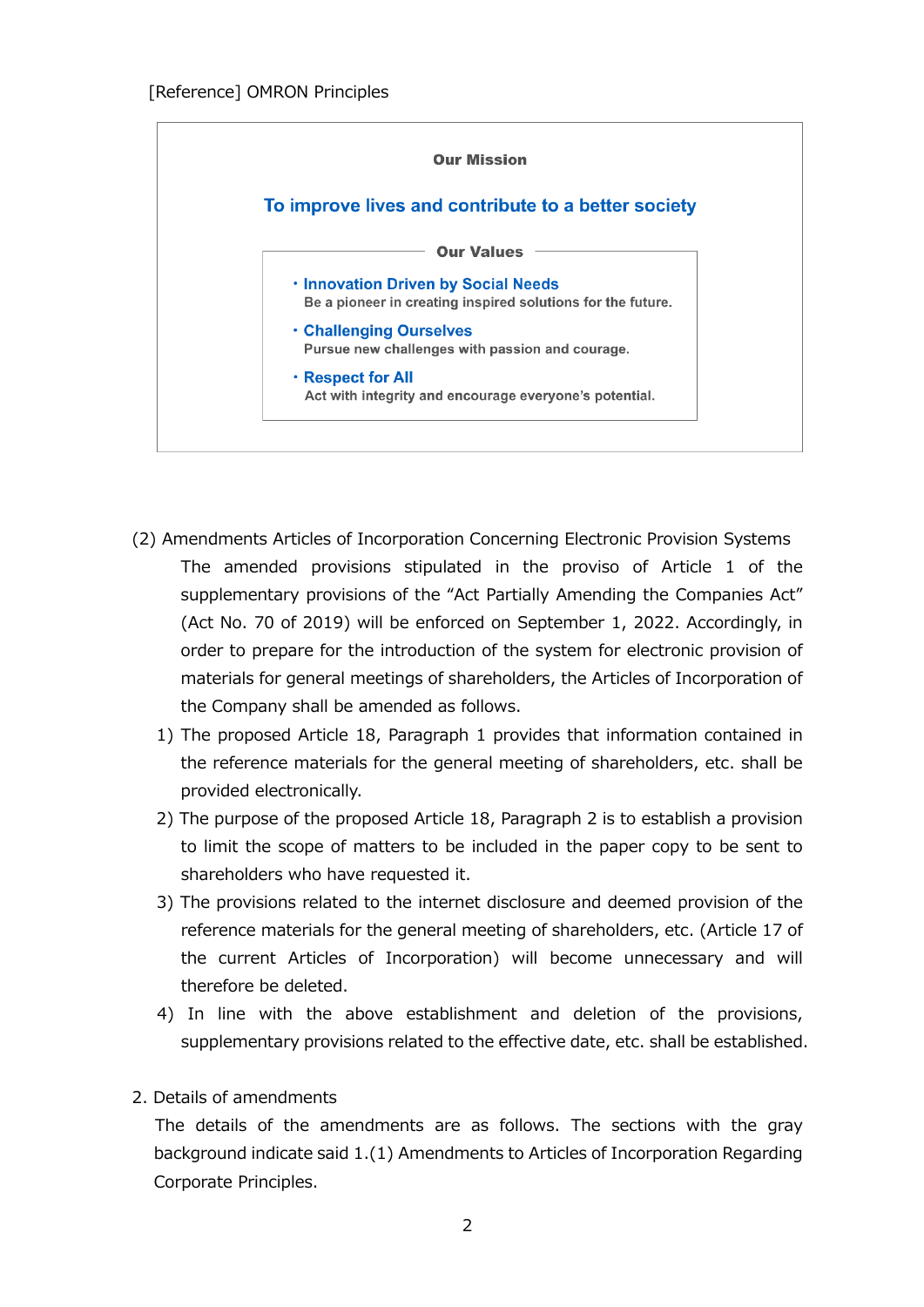[Reference] OMRON Principles

> **Our Mission**
>
> **To improve lives and contribute to a better society**
>
> **Our Values**
>
> - **Innovation Driven by Social Needs**
>   Be a pioneer in creating inspired solutions for the future.
> - **Challenging Ourselves**
>   Pursue new challenges with passion and courage.
> - **Respect for All**
>   Act with integrity and encourage everyone's potential.

(2) Amendments Articles of Incorporation Concerning Electronic Provision Systems

The amended provisions stipulated in the proviso of Article 1 of the supplementary provisions of the "Act Partially Amending the Companies Act" (Act No. 70 of 2019) will be enforced on September 1, 2022. Accordingly, in order to prepare for the introduction of the system for electronic provision of materials for general meetings of shareholders, the Articles of Incorporation of the Company shall be amended as follows.

1) The proposed Article 18, Paragraph 1 provides that information contained in the reference materials for the general meeting of shareholders, etc. shall be provided electronically.
2) The purpose of the proposed Article 18, Paragraph 2 is to establish a provision to limit the scope of matters to be included in the paper copy to be sent to shareholders who have requested it.
3) The provisions related to the internet disclosure and deemed provision of the reference materials for the general meeting of shareholders, etc. (Article 17 of the current Articles of Incorporation) will become unnecessary and will therefore be deleted.
4) In line with the above establishment and deletion of the provisions, supplementary provisions related to the effective date, etc. shall be established.

2. Details of amendments

The details of the amendments are as follows. The sections with the gray background indicate said 1.(1) Amendments to Articles of Incorporation Regarding Corporate Principles.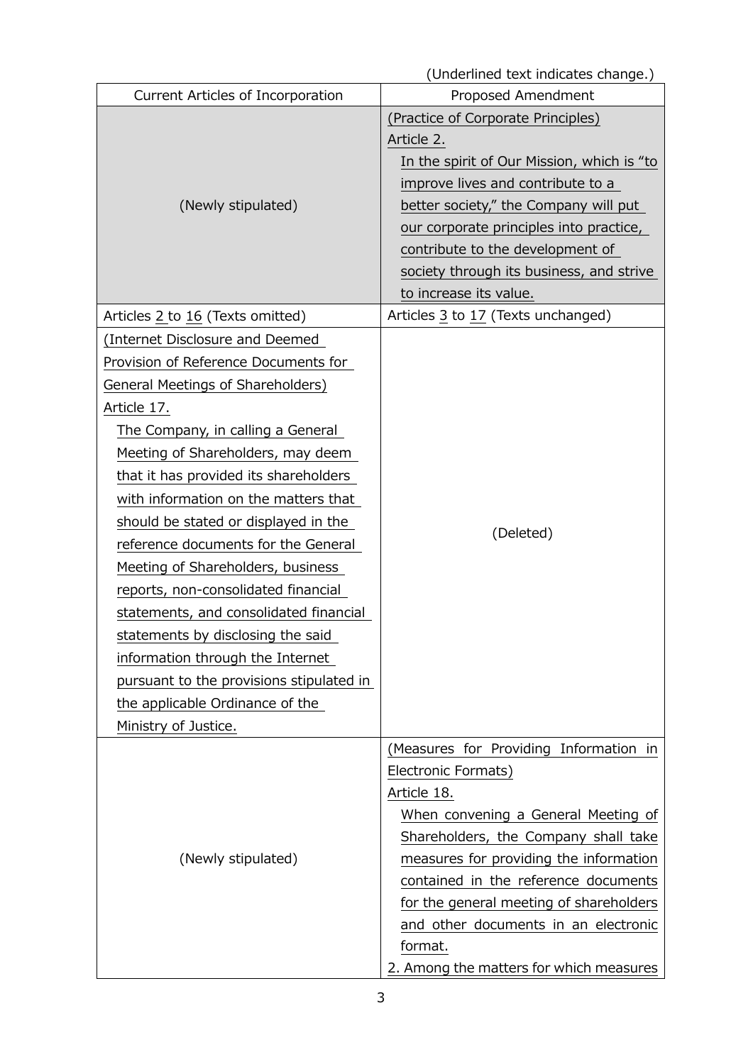(Underlined text indicates change.)

| Current Articles of Incorporation | Proposed Amendment |
|---|---|
| (Newly stipulated) | (Practice of Corporate Principles)<br>Article 2.<br>In the spirit of Our Mission, which is "to improve lives and contribute to a better society," the Company will put our corporate principles into practice, contribute to the development of society through its business, and strive to increase its value. |
| Articles 2 to 16 (Texts omitted) | Articles 3 to 17 (Texts unchanged) |
| (Internet Disclosure and Deemed Provision of Reference Documents for General Meetings of Shareholders)<br>Article 17.<br>The Company, in calling a General Meeting of Shareholders, may deem that it has provided its shareholders with information on the matters that should be stated or displayed in the reference documents for the General Meeting of Shareholders, business reports, non-consolidated financial statements, and consolidated financial statements by disclosing the said information through the Internet pursuant to the provisions stipulated in the applicable Ordinance of the Ministry of Justice. | (Deleted) |
| (Newly stipulated) | (Measures for Providing Information in Electronic Formats)<br>Article 18.<br>When convening a General Meeting of Shareholders, the Company shall take measures for providing the information contained in the reference documents for the general meeting of shareholders and other documents in an electronic format.<br>2. Among the matters for which measures |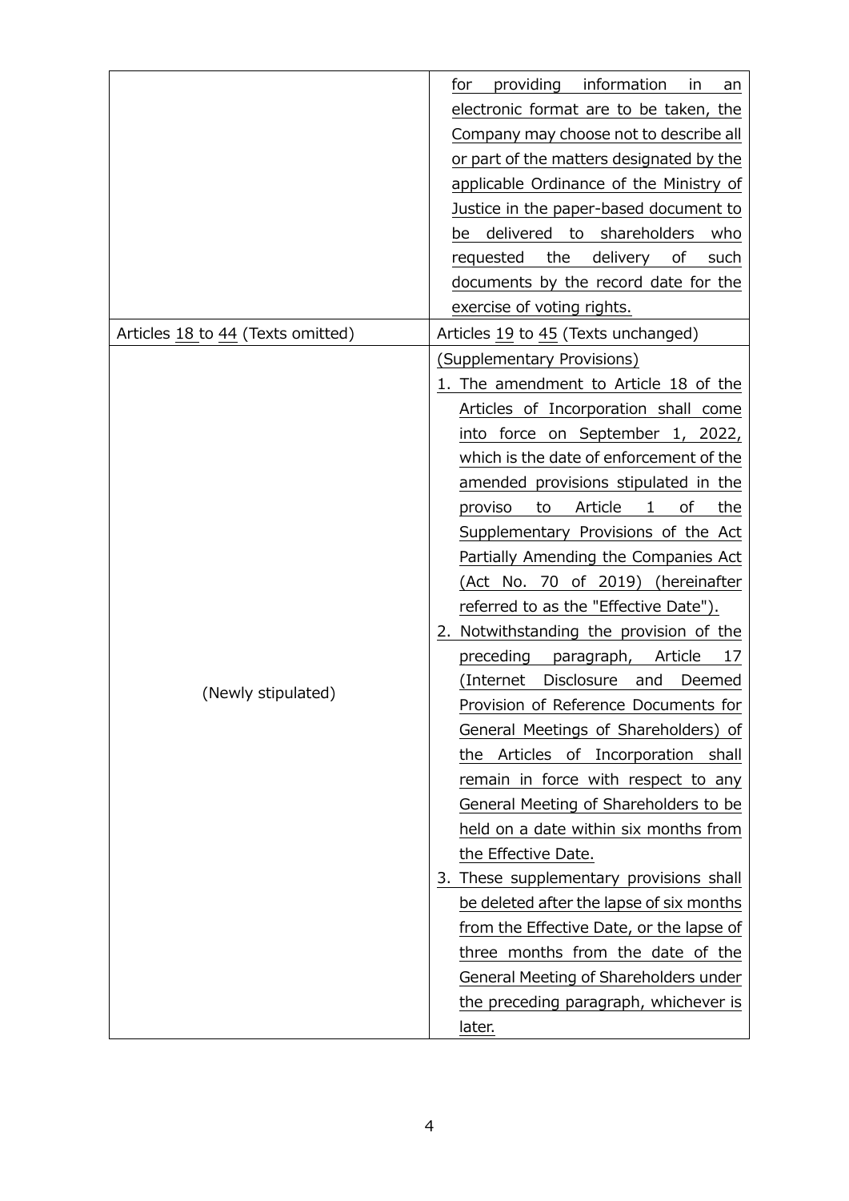| | |
|---|---|
| | for providing information in an electronic format are to be taken, the Company may choose not to describe all or part of the matters designated by the applicable Ordinance of the Ministry of Justice in the paper-based document to be delivered to shareholders who requested the delivery of such documents by the record date for the exercise of voting rights. |
| Articles 18 to 44 (Texts omitted) | Articles 19 to 45 (Texts unchanged) |
| (Newly stipulated) | (Supplementary Provisions)<br>1. The amendment to Article 18 of the Articles of Incorporation shall come into force on September 1, 2022, which is the date of enforcement of the amended provisions stipulated in the proviso to Article 1 of the Supplementary Provisions of the Act Partially Amending the Companies Act (Act No. 70 of 2019) (hereinafter referred to as the "Effective Date").<br>2. Notwithstanding the provision of the preceding paragraph, Article 17 (Internet Disclosure and Deemed Provision of Reference Documents for General Meetings of Shareholders) of the Articles of Incorporation shall remain in force with respect to any General Meeting of Shareholders to be held on a date within six months from the Effective Date.<br>3. These supplementary provisions shall be deleted after the lapse of six months from the Effective Date, or the lapse of three months from the date of the General Meeting of Shareholders under the preceding paragraph, whichever is later. |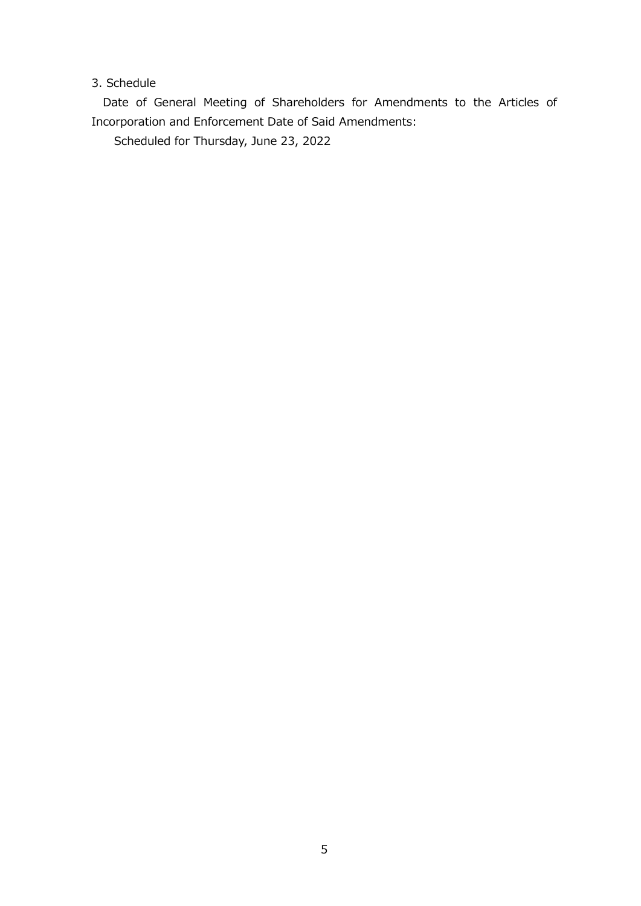3. Schedule

Date of General Meeting of Shareholders for Amendments to the Articles of Incorporation and Enforcement Date of Said Amendments:

Scheduled for Thursday, June 23, 2022